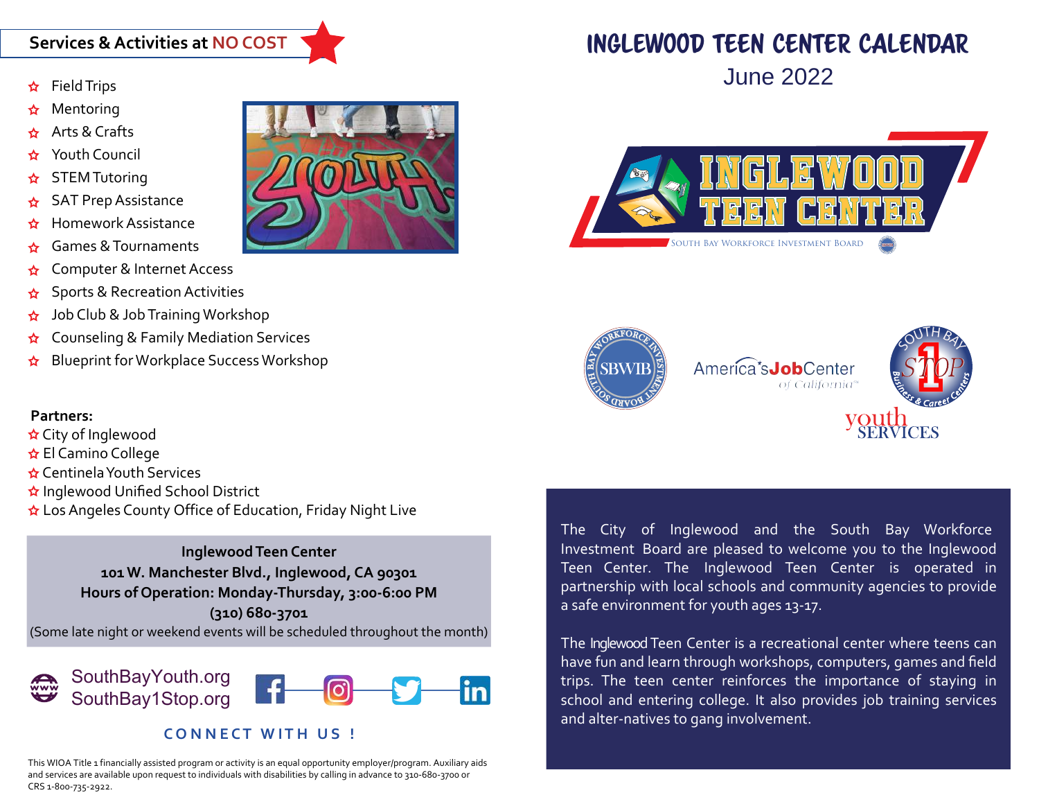## Services & Activities at NO COST

- Field Trips
- Mentoring
- Arts & Crafts
- Youth Council
- STEM Tutoring
- SAT Prep Assistance
- Homework Assistance
- Games & Tournaments
- Computer & Internet Access
- Sports & Recreation Activities
- Job Club & Job Training Workshop
- Counseling & Family Mediation Services
- Blueprint for Workplace Success Workshop

**Partners:**

- City of Inglewood
- El Camino College
- Centinela Youth Services
- Inglewood Unified School District
- Los Angeles County Office of Education, Friday Night Live

**Inglewood Teen Center**
**101 W. Manchester Blvd., Inglewood, CA 90301**
**Hours of Operation: Monday-Thursday, 3:00-6:00 PM**
**(310) 680-3701**
(Some late night or weekend events will be scheduled throughout the month)

SouthBayYouth.org
SouthBay1Stop.org

**CONNECT WITH US !**

This WIOA Title 1 financially assisted program or activity is an equal opportunity employer/program. Auxiliary aids and services are available upon request to individuals with disabilities by calling in advance to 310-680-3700 or CRS 1-800-735-2922.

# INGLEWOOD TEEN CENTER CALENDAR

## June 2022

INGLEWOOD TEEN CENTER
South Bay Workforce Investment Board

SBWIB — South Bay Workforce Investment Board

America's JobCenter of California

South Bay 1 Stop Business & Career Centers

youth SERVICES

The City of Inglewood and the South Bay Workforce Investment Board are pleased to welcome you to the Inglewood Teen Center. The Inglewood Teen Center is operated in partnership with local schools and community agencies to provide a safe environment for youth ages 13-17.

The Inglewood Teen Center is a recreational center where teens can have fun and learn through workshops, computers, games and field trips. The teen center reinforces the importance of staying in school and entering college. It also provides job training services and alter-natives to gang involvement.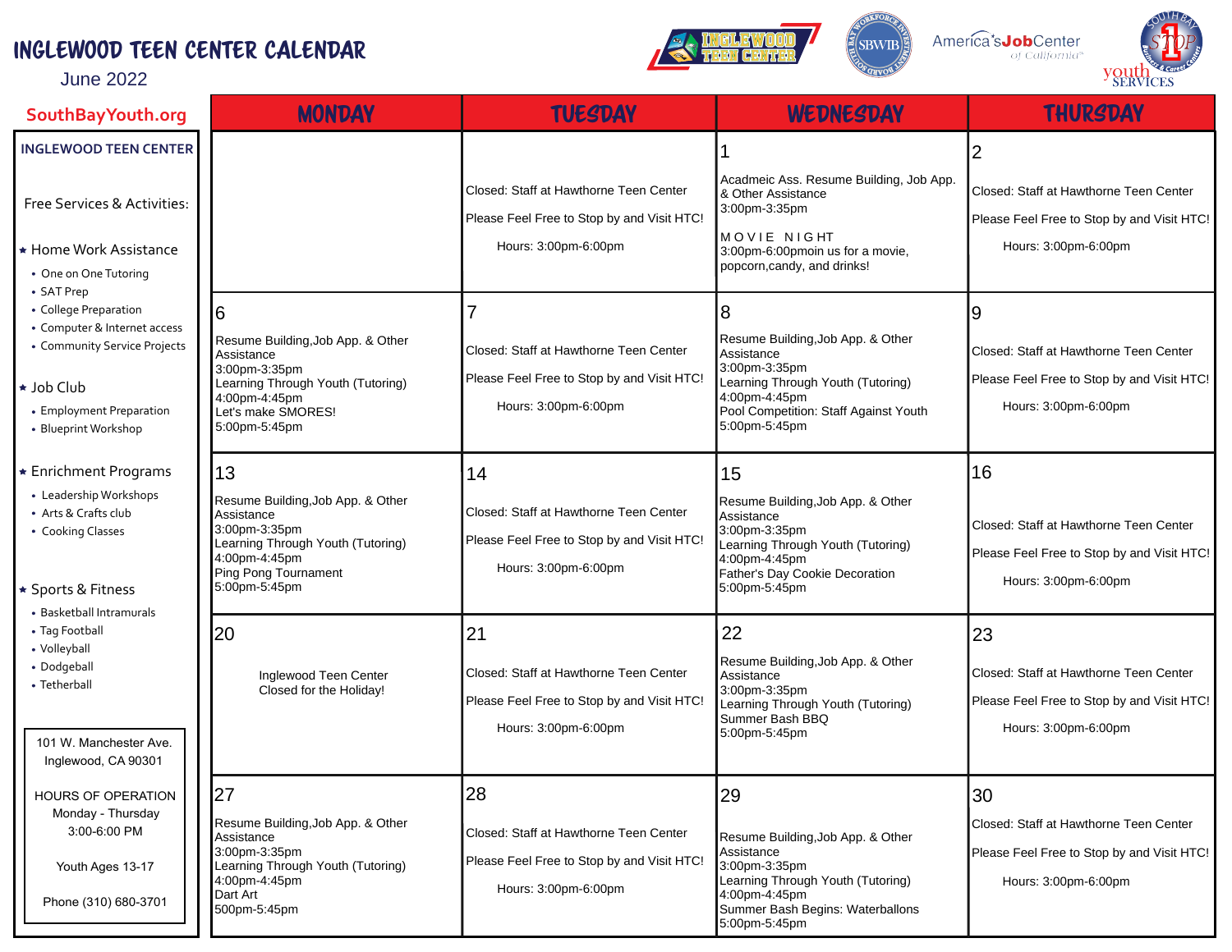# INGLEWOOD TEEN CENTER CALENDAR

June 2022

SouthBayYouth.org

**INGLEWOOD TEEN CENTER**

Free Services & Activities:

- Home Work Assistance
  - One on One Tutoring
  - SAT Prep
  - College Preparation
  - Computer & Internet access
  - Community Service Projects
- Job Club
  - Employment Preparation
  - Blueprint Workshop
- Enrichment Programs
  - Leadership Workshops
  - Arts & Crafts club
  - Cooking Classes
- Sports & Fitness
  - Basketball Intramurals
  - Tag Football
  - Volleyball
  - Dodgeball
  - Tetherball

101 W. Manchester Ave.
Inglewood, CA 90301

HOURS OF OPERATION
Monday - Thursday
3:00-6:00 PM

Youth Ages 13-17

Phone (310) 680-3701

| MONDAY | TUESDAY | WEDNESDAY | THURSDAY |
|---|---|---|---|
| | Closed: Staff at Hawthorne Teen Center<br>Please Feel Free to Stop by and Visit HTC!<br>Hours: 3:00pm-6:00pm | 1<br>Acadmeic Ass. Resume Building, Job App. & Other Assistance<br>3:00pm-3:35pm<br>MOVIE NIGHT<br>3:00pm-6:00pmoin us for a movie, popcorn,candy, and drinks! | 2<br>Closed: Staff at Hawthorne Teen Center<br>Please Feel Free to Stop by and Visit HTC!<br>Hours: 3:00pm-6:00pm |
| 6<br>Resume Building,Job App. & Other Assistance<br>3:00pm-3:35pm<br>Learning Through Youth (Tutoring)<br>4:00pm-4:45pm<br>Let's make SMORES!<br>5:00pm-5:45pm | 7<br>Closed: Staff at Hawthorne Teen Center<br>Please Feel Free to Stop by and Visit HTC!<br>Hours: 3:00pm-6:00pm | 8<br>Resume Building,Job App. & Other Assistance<br>3:00pm-3:35pm<br>Learning Through Youth (Tutoring)<br>4:00pm-4:45pm<br>Pool Competition: Staff Against Youth<br>5:00pm-5:45pm | 9<br>Closed: Staff at Hawthorne Teen Center<br>Please Feel Free to Stop by and Visit HTC!<br>Hours: 3:00pm-6:00pm |
| 13<br>Resume Building,Job App. & Other Assistance<br>3:00pm-3:35pm<br>Learning Through Youth (Tutoring)<br>4:00pm-4:45pm<br>Ping Pong Tournament<br>5:00pm-5:45pm | 14<br>Closed: Staff at Hawthorne Teen Center<br>Please Feel Free to Stop by and Visit HTC!<br>Hours: 3:00pm-6:00pm | 15<br>Resume Building,Job App. & Other Assistance<br>3:00pm-3:35pm<br>Learning Through Youth (Tutoring)<br>4:00pm-4:45pm<br>Father's Day Cookie Decoration<br>5:00pm-5:45pm | 16<br>Closed: Staff at Hawthorne Teen Center<br>Please Feel Free to Stop by and Visit HTC!<br>Hours: 3:00pm-6:00pm |
| 20<br>Inglewood Teen Center Closed for the Holiday! | 21<br>Closed: Staff at Hawthorne Teen Center<br>Please Feel Free to Stop by and Visit HTC!<br>Hours: 3:00pm-6:00pm | 22<br>Resume Building,Job App. & Other Assistance<br>3:00pm-3:35pm<br>Learning Through Youth (Tutoring)<br>Summer Bash BBQ<br>5:00pm-5:45pm | 23<br>Closed: Staff at Hawthorne Teen Center<br>Please Feel Free to Stop by and Visit HTC!<br>Hours: 3:00pm-6:00pm |
| 27<br>Resume Building,Job App. & Other Assistance<br>3:00pm-3:35pm<br>Learning Through Youth (Tutoring)<br>4:00pm-4:45pm<br>Dart Art<br>500pm-5:45pm | 28<br>Closed: Staff at Hawthorne Teen Center<br>Please Feel Free to Stop by and Visit HTC!<br>Hours: 3:00pm-6:00pm | 29<br>Resume Building,Job App. & Other Assistance<br>3:00pm-3:35pm<br>Learning Through Youth (Tutoring)<br>4:00pm-4:45pm<br>Summer Bash Begins: Waterballons<br>5:00pm-5:45pm | 30<br>Closed: Staff at Hawthorne Teen Center<br>Please Feel Free to Stop by and Visit HTC!<br>Hours: 3:00pm-6:00pm |